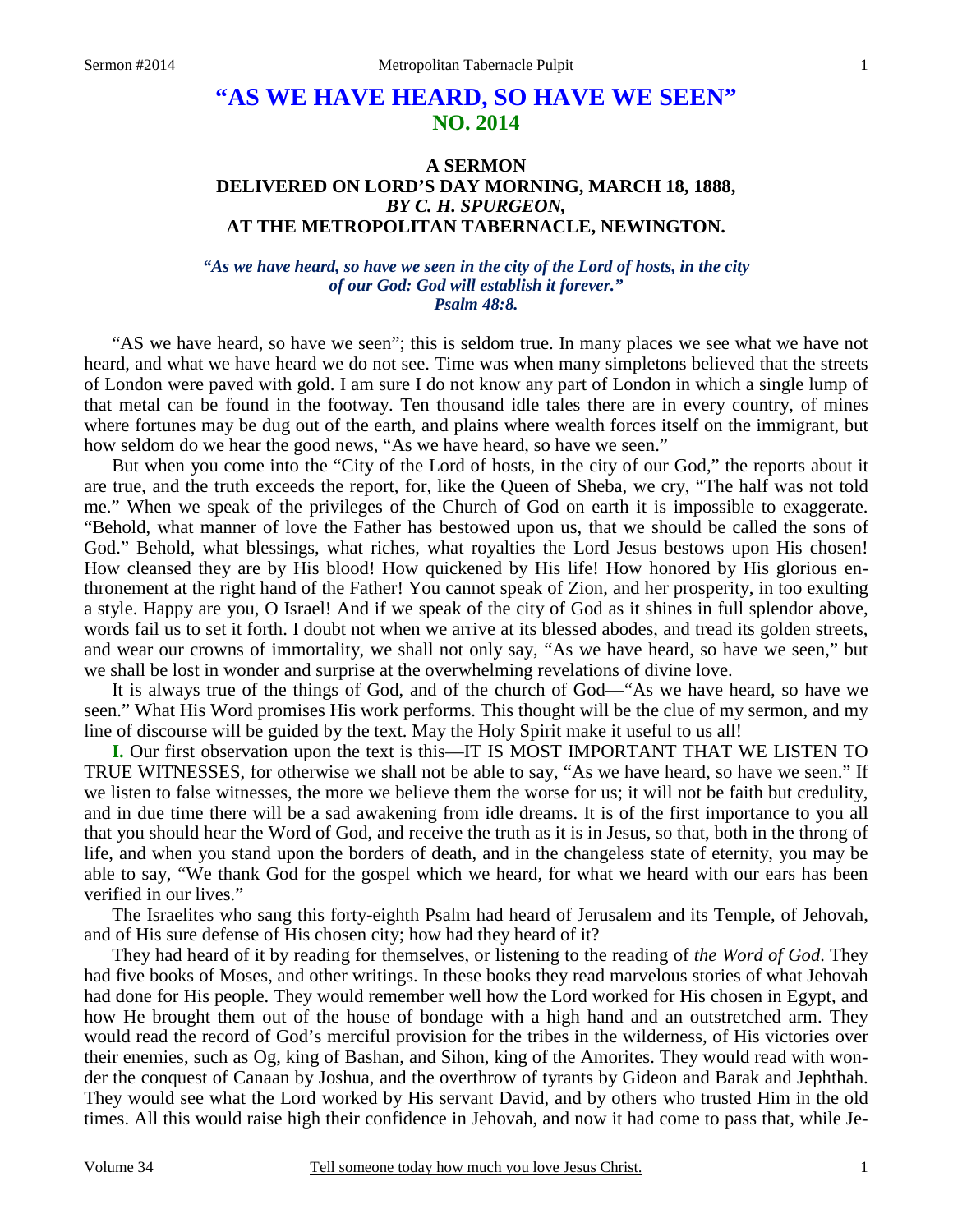# "AS WE HAVE HEARD, SO HAVE WE SEEN"
## NO. 2014

### A SERMON
### DELIVERED ON LORD'S DAY MORNING, MARCH 18, 1888,
### *BY C. H. SPURGEON,*
### AT THE METROPOLITAN TABERNACLE, NEWINGTON.

***"As we have heard, so have we seen in the city of the Lord of hosts, in the city of our God: God will establish it forever." Psalm 48:8.***

"AS we have heard, so have we seen"; this is seldom true. In many places we see what we have not heard, and what we have heard we do not see. Time was when many simpletons believed that the streets of London were paved with gold. I am sure I do not know any part of London in which a single lump of that metal can be found in the footway. Ten thousand idle tales there are in every country, of mines where fortunes may be dug out of the earth, and plains where wealth forces itself on the immigrant, but how seldom do we hear the good news, "As we have heard, so have we seen."

But when you come into the "City of the Lord of hosts, in the city of our God," the reports about it are true, and the truth exceeds the report, for, like the Queen of Sheba, we cry, "The half was not told me." When we speak of the privileges of the Church of God on earth it is impossible to exaggerate. "Behold, what manner of love the Father has bestowed upon us, that we should be called the sons of God." Behold, what blessings, what riches, what royalties the Lord Jesus bestows upon His chosen! How cleansed they are by His blood! How quickened by His life! How honored by His glorious enthronement at the right hand of the Father! You cannot speak of Zion, and her prosperity, in too exulting a style. Happy are you, O Israel! And if we speak of the city of God as it shines in full splendor above, words fail us to set it forth. I doubt not when we arrive at its blessed abodes, and tread its golden streets, and wear our crowns of immortality, we shall not only say, "As we have heard, so have we seen," but we shall be lost in wonder and surprise at the overwhelming revelations of divine love.

It is always true of the things of God, and of the church of God—"As we have heard, so have we seen." What His Word promises His work performs. This thought will be the clue of my sermon, and my line of discourse will be guided by the text. May the Holy Spirit make it useful to us all!

**I.** Our first observation upon the text is this—IT IS MOST IMPORTANT THAT WE LISTEN TO TRUE WITNESSES, for otherwise we shall not be able to say, "As we have heard, so have we seen." If we listen to false witnesses, the more we believe them the worse for us; it will not be faith but credulity, and in due time there will be a sad awakening from idle dreams. It is of the first importance to you all that you should hear the Word of God, and receive the truth as it is in Jesus, so that, both in the throng of life, and when you stand upon the borders of death, and in the changeless state of eternity, you may be able to say, "We thank God for the gospel which we heard, for what we heard with our ears has been verified in our lives."

The Israelites who sang this forty-eighth Psalm had heard of Jerusalem and its Temple, of Jehovah, and of His sure defense of His chosen city; how had they heard of it?

They had heard of it by reading for themselves, or listening to the reading of *the Word of God*. They had five books of Moses, and other writings. In these books they read marvelous stories of what Jehovah had done for His people. They would remember well how the Lord worked for His chosen in Egypt, and how He brought them out of the house of bondage with a high hand and an outstretched arm. They would read the record of God's merciful provision for the tribes in the wilderness, of His victories over their enemies, such as Og, king of Bashan, and Sihon, king of the Amorites. They would read with wonder the conquest of Canaan by Joshua, and the overthrow of tyrants by Gideon and Barak and Jephthah. They would see what the Lord worked by His servant David, and by others who trusted Him in the old times. All this would raise high their confidence in Jehovah, and now it had come to pass that, while Je-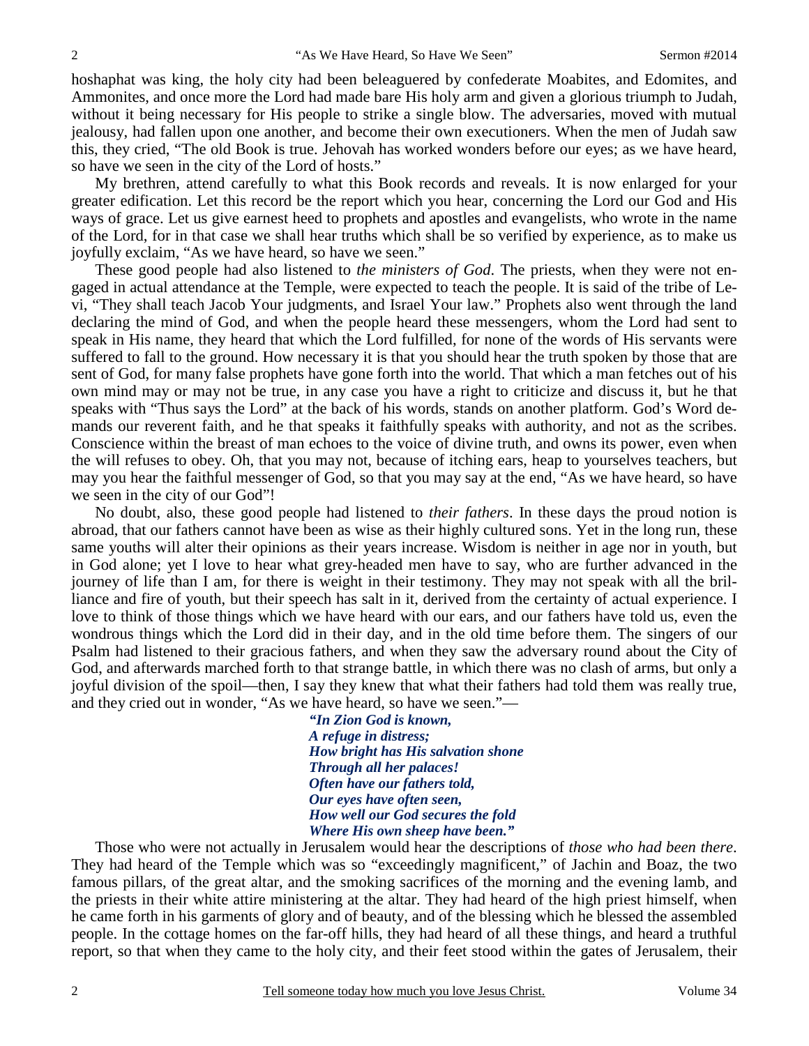hoshaphat was king, the holy city had been beleaguered by confederate Moabites, and Edomites, and Ammonites, and once more the Lord had made bare His holy arm and given a glorious triumph to Judah, without it being necessary for His people to strike a single blow. The adversaries, moved with mutual jealousy, had fallen upon one another, and become their own executioners. When the men of Judah saw this, they cried, "The old Book is true. Jehovah has worked wonders before our eyes; as we have heard, so have we seen in the city of the Lord of hosts."

My brethren, attend carefully to what this Book records and reveals. It is now enlarged for your greater edification. Let this record be the report which you hear, concerning the Lord our God and His ways of grace. Let us give earnest heed to prophets and apostles and evangelists, who wrote in the name of the Lord, for in that case we shall hear truths which shall be so verified by experience, as to make us joyfully exclaim, "As we have heard, so have we seen."

These good people had also listened to *the ministers of God*. The priests, when they were not engaged in actual attendance at the Temple, were expected to teach the people. It is said of the tribe of Levi, "They shall teach Jacob Your judgments, and Israel Your law." Prophets also went through the land declaring the mind of God, and when the people heard these messengers, whom the Lord had sent to speak in His name, they heard that which the Lord fulfilled, for none of the words of His servants were suffered to fall to the ground. How necessary it is that you should hear the truth spoken by those that are sent of God, for many false prophets have gone forth into the world. That which a man fetches out of his own mind may or may not be true, in any case you have a right to criticize and discuss it, but he that speaks with "Thus says the Lord" at the back of his words, stands on another platform. God's Word demands our reverent faith, and he that speaks it faithfully speaks with authority, and not as the scribes. Conscience within the breast of man echoes to the voice of divine truth, and owns its power, even when the will refuses to obey. Oh, that you may not, because of itching ears, heap to yourselves teachers, but may you hear the faithful messenger of God, so that you may say at the end, "As we have heard, so have we seen in the city of our God"!

No doubt, also, these good people had listened to *their fathers*. In these days the proud notion is abroad, that our fathers cannot have been as wise as their highly cultured sons. Yet in the long run, these same youths will alter their opinions as their years increase. Wisdom is neither in age nor in youth, but in God alone; yet I love to hear what grey-headed men have to say, who are further advanced in the journey of life than I am, for there is weight in their testimony. They may not speak with all the brilliance and fire of youth, but their speech has salt in it, derived from the certainty of actual experience. I love to think of those things which we have heard with our ears, and our fathers have told us, even the wondrous things which the Lord did in their day, and in the old time before them. The singers of our Psalm had listened to their gracious fathers, and when they saw the adversary round about the City of God, and afterwards marched forth to that strange battle, in which there was no clash of arms, but only a joyful division of the spoil—then, I say they knew that what their fathers had told them was really true, and they cried out in wonder, "As we have heard, so have we seen."—

> ***"In Zion God is known,***
> ***A refuge in distress;***
> ***How bright has His salvation shone***
> ***Through all her palaces!***
> ***Often have our fathers told,***
> ***Our eyes have often seen,***
> ***How well our God secures the fold***
> ***Where His own sheep have been."***

Those who were not actually in Jerusalem would hear the descriptions of *those who had been there*. They had heard of the Temple which was so "exceedingly magnificent," of Jachin and Boaz, the two famous pillars, of the great altar, and the smoking sacrifices of the morning and the evening lamb, and the priests in their white attire ministering at the altar. They had heard of the high priest himself, when he came forth in his garments of glory and of beauty, and of the blessing which he blessed the assembled people. In the cottage homes on the far-off hills, they had heard of all these things, and heard a truthful report, so that when they came to the holy city, and their feet stood within the gates of Jerusalem, their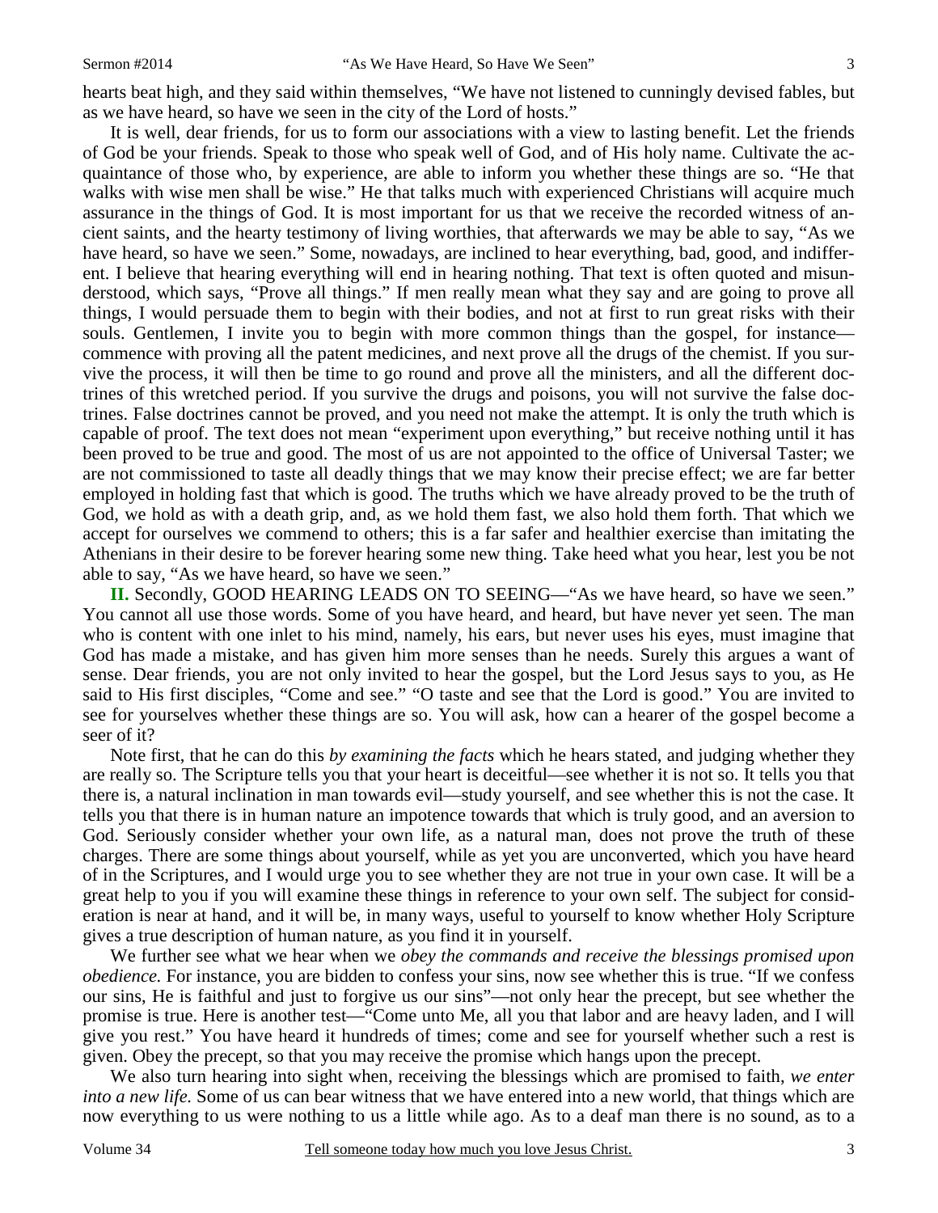hearts beat high, and they said within themselves, "We have not listened to cunningly devised fables, but as we have heard, so have we seen in the city of the Lord of hosts."

It is well, dear friends, for us to form our associations with a view to lasting benefit. Let the friends of God be your friends. Speak to those who speak well of God, and of His holy name. Cultivate the acquaintance of those who, by experience, are able to inform you whether these things are so. "He that walks with wise men shall be wise." He that talks much with experienced Christians will acquire much assurance in the things of God. It is most important for us that we receive the recorded witness of ancient saints, and the hearty testimony of living worthies, that afterwards we may be able to say, "As we have heard, so have we seen." Some, nowadays, are inclined to hear everything, bad, good, and indifferent. I believe that hearing everything will end in hearing nothing. That text is often quoted and misunderstood, which says, "Prove all things." If men really mean what they say and are going to prove all things, I would persuade them to begin with their bodies, and not at first to run great risks with their souls. Gentlemen, I invite you to begin with more common things than the gospel, for instance—commence with proving all the patent medicines, and next prove all the drugs of the chemist. If you survive the process, it will then be time to go round and prove all the ministers, and all the different doctrines of this wretched period. If you survive the drugs and poisons, you will not survive the false doctrines. False doctrines cannot be proved, and you need not make the attempt. It is only the truth which is capable of proof. The text does not mean "experiment upon everything," but receive nothing until it has been proved to be true and good. The most of us are not appointed to the office of Universal Taster; we are not commissioned to taste all deadly things that we may know their precise effect; we are far better employed in holding fast that which is good. The truths which we have already proved to be the truth of God, we hold as with a death grip, and, as we hold them fast, we also hold them forth. That which we accept for ourselves we commend to others; this is a far safer and healthier exercise than imitating the Athenians in their desire to be forever hearing some new thing. Take heed what you hear, lest you be not able to say, "As we have heard, so have we seen."

**II.** Secondly, GOOD HEARING LEADS ON TO SEEING—"As we have heard, so have we seen." You cannot all use those words. Some of you have heard, and heard, but have never yet seen. The man who is content with one inlet to his mind, namely, his ears, but never uses his eyes, must imagine that God has made a mistake, and has given him more senses than he needs. Surely this argues a want of sense. Dear friends, you are not only invited to hear the gospel, but the Lord Jesus says to you, as He said to His first disciples, "Come and see." "O taste and see that the Lord is good." You are invited to see for yourselves whether these things are so. You will ask, how can a hearer of the gospel become a seer of it?

Note first, that he can do this *by examining the facts* which he hears stated, and judging whether they are really so. The Scripture tells you that your heart is deceitful—see whether it is not so. It tells you that there is, a natural inclination in man towards evil—study yourself, and see whether this is not the case. It tells you that there is in human nature an impotence towards that which is truly good, and an aversion to God. Seriously consider whether your own life, as a natural man, does not prove the truth of these charges. There are some things about yourself, while as yet you are unconverted, which you have heard of in the Scriptures, and I would urge you to see whether they are not true in your own case. It will be a great help to you if you will examine these things in reference to your own self. The subject for consideration is near at hand, and it will be, in many ways, useful to yourself to know whether Holy Scripture gives a true description of human nature, as you find it in yourself.

We further see what we hear when we *obey the commands and receive the blessings promised upon obedience.* For instance, you are bidden to confess your sins, now see whether this is true. "If we confess our sins, He is faithful and just to forgive us our sins"—not only hear the precept, but see whether the promise is true. Here is another test—"Come unto Me, all you that labor and are heavy laden, and I will give you rest." You have heard it hundreds of times; come and see for yourself whether such a rest is given. Obey the precept, so that you may receive the promise which hangs upon the precept.

We also turn hearing into sight when, receiving the blessings which are promised to faith, *we enter into a new life.* Some of us can bear witness that we have entered into a new world, that things which are now everything to us were nothing to us a little while ago. As to a deaf man there is no sound, as to a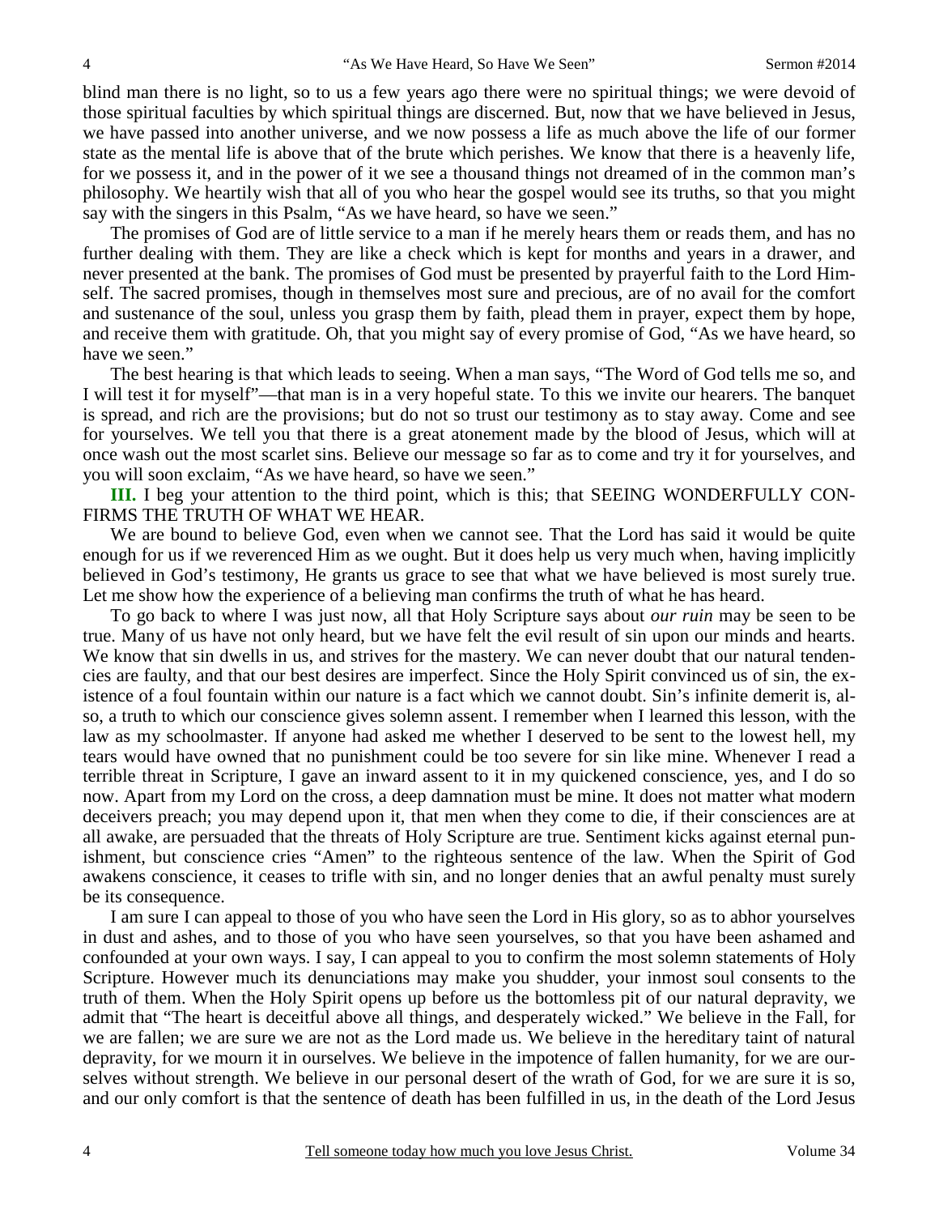blind man there is no light, so to us a few years ago there were no spiritual things; we were devoid of those spiritual faculties by which spiritual things are discerned. But, now that we have believed in Jesus, we have passed into another universe, and we now possess a life as much above the life of our former state as the mental life is above that of the brute which perishes. We know that there is a heavenly life, for we possess it, and in the power of it we see a thousand things not dreamed of in the common man's philosophy. We heartily wish that all of you who hear the gospel would see its truths, so that you might say with the singers in this Psalm, "As we have heard, so have we seen."

The promises of God are of little service to a man if he merely hears them or reads them, and has no further dealing with them. They are like a check which is kept for months and years in a drawer, and never presented at the bank. The promises of God must be presented by prayerful faith to the Lord Himself. The sacred promises, though in themselves most sure and precious, are of no avail for the comfort and sustenance of the soul, unless you grasp them by faith, plead them in prayer, expect them by hope, and receive them with gratitude. Oh, that you might say of every promise of God, "As we have heard, so have we seen."

The best hearing is that which leads to seeing. When a man says, "The Word of God tells me so, and I will test it for myself"—that man is in a very hopeful state. To this we invite our hearers. The banquet is spread, and rich are the provisions; but do not so trust our testimony as to stay away. Come and see for yourselves. We tell you that there is a great atonement made by the blood of Jesus, which will at once wash out the most scarlet sins. Believe our message so far as to come and try it for yourselves, and you will soon exclaim, "As we have heard, so have we seen."

**III.** I beg your attention to the third point, which is this; that SEEING WONDERFULLY CONFIRMS THE TRUTH OF WHAT WE HEAR.

We are bound to believe God, even when we cannot see. That the Lord has said it would be quite enough for us if we reverenced Him as we ought. But it does help us very much when, having implicitly believed in God's testimony, He grants us grace to see that what we have believed is most surely true. Let me show how the experience of a believing man confirms the truth of what he has heard.

To go back to where I was just now, all that Holy Scripture says about *our ruin* may be seen to be true. Many of us have not only heard, but we have felt the evil result of sin upon our minds and hearts. We know that sin dwells in us, and strives for the mastery. We can never doubt that our natural tendencies are faulty, and that our best desires are imperfect. Since the Holy Spirit convinced us of sin, the existence of a foul fountain within our nature is a fact which we cannot doubt. Sin's infinite demerit is, also, a truth to which our conscience gives solemn assent. I remember when I learned this lesson, with the law as my schoolmaster. If anyone had asked me whether I deserved to be sent to the lowest hell, my tears would have owned that no punishment could be too severe for sin like mine. Whenever I read a terrible threat in Scripture, I gave an inward assent to it in my quickened conscience, yes, and I do so now. Apart from my Lord on the cross, a deep damnation must be mine. It does not matter what modern deceivers preach; you may depend upon it, that men when they come to die, if their consciences are at all awake, are persuaded that the threats of Holy Scripture are true. Sentiment kicks against eternal punishment, but conscience cries "Amen" to the righteous sentence of the law. When the Spirit of God awakens conscience, it ceases to trifle with sin, and no longer denies that an awful penalty must surely be its consequence.

I am sure I can appeal to those of you who have seen the Lord in His glory, so as to abhor yourselves in dust and ashes, and to those of you who have seen yourselves, so that you have been ashamed and confounded at your own ways. I say, I can appeal to you to confirm the most solemn statements of Holy Scripture. However much its denunciations may make you shudder, your inmost soul consents to the truth of them. When the Holy Spirit opens up before us the bottomless pit of our natural depravity, we admit that "The heart is deceitful above all things, and desperately wicked." We believe in the Fall, for we are fallen; we are sure we are not as the Lord made us. We believe in the hereditary taint of natural depravity, for we mourn it in ourselves. We believe in the impotence of fallen humanity, for we are ourselves without strength. We believe in our personal desert of the wrath of God, for we are sure it is so, and our only comfort is that the sentence of death has been fulfilled in us, in the death of the Lord Jesus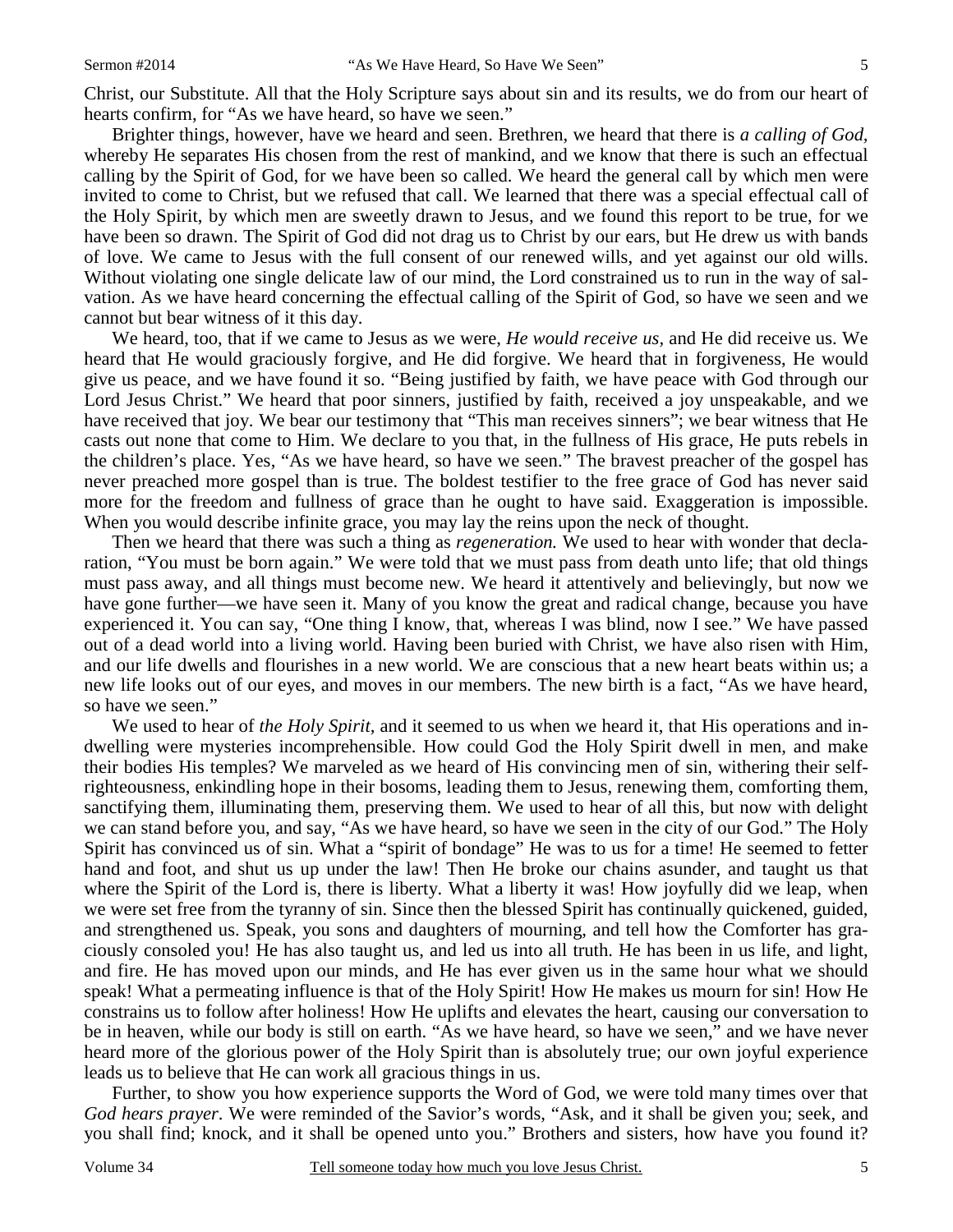Christ, our Substitute. All that the Holy Scripture says about sin and its results, we do from our heart of hearts confirm, for "As we have heard, so have we seen."

Brighter things, however, have we heard and seen. Brethren, we heard that there is *a calling of God*, whereby He separates His chosen from the rest of mankind, and we know that there is such an effectual calling by the Spirit of God, for we have been so called. We heard the general call by which men were invited to come to Christ, but we refused that call. We learned that there was a special effectual call of the Holy Spirit, by which men are sweetly drawn to Jesus, and we found this report to be true, for we have been so drawn. The Spirit of God did not drag us to Christ by our ears, but He drew us with bands of love. We came to Jesus with the full consent of our renewed wills, and yet against our old wills. Without violating one single delicate law of our mind, the Lord constrained us to run in the way of salvation. As we have heard concerning the effectual calling of the Spirit of God, so have we seen and we cannot but bear witness of it this day.

We heard, too, that if we came to Jesus as we were, *He would receive us*, and He did receive us. We heard that He would graciously forgive, and He did forgive. We heard that in forgiveness, He would give us peace, and we have found it so. "Being justified by faith, we have peace with God through our Lord Jesus Christ." We heard that poor sinners, justified by faith, received a joy unspeakable, and we have received that joy. We bear our testimony that "This man receives sinners"; we bear witness that He casts out none that come to Him. We declare to you that, in the fullness of His grace, He puts rebels in the children's place. Yes, "As we have heard, so have we seen." The bravest preacher of the gospel has never preached more gospel than is true. The boldest testifier to the free grace of God has never said more for the freedom and fullness of grace than he ought to have said. Exaggeration is impossible. When you would describe infinite grace, you may lay the reins upon the neck of thought.

Then we heard that there was such a thing as *regeneration.* We used to hear with wonder that declaration, "You must be born again." We were told that we must pass from death unto life; that old things must pass away, and all things must become new. We heard it attentively and believingly, but now we have gone further—we have seen it. Many of you know the great and radical change, because you have experienced it. You can say, "One thing I know, that, whereas I was blind, now I see." We have passed out of a dead world into a living world. Having been buried with Christ, we have also risen with Him, and our life dwells and flourishes in a new world. We are conscious that a new heart beats within us; a new life looks out of our eyes, and moves in our members. The new birth is a fact, "As we have heard, so have we seen."

We used to hear of *the Holy Spirit*, and it seemed to us when we heard it, that His operations and indwelling were mysteries incomprehensible. How could God the Holy Spirit dwell in men, and make their bodies His temples? We marveled as we heard of His convincing men of sin, withering their self-righteousness, enkindling hope in their bosoms, leading them to Jesus, renewing them, comforting them, sanctifying them, illuminating them, preserving them. We used to hear of all this, but now with delight we can stand before you, and say, "As we have heard, so have we seen in the city of our God." The Holy Spirit has convinced us of sin. What a "spirit of bondage" He was to us for a time! He seemed to fetter hand and foot, and shut us up under the law! Then He broke our chains asunder, and taught us that where the Spirit of the Lord is, there is liberty. What a liberty it was! How joyfully did we leap, when we were set free from the tyranny of sin. Since then the blessed Spirit has continually quickened, guided, and strengthened us. Speak, you sons and daughters of mourning, and tell how the Comforter has graciously consoled you! He has also taught us, and led us into all truth. He has been in us life, and light, and fire. He has moved upon our minds, and He has ever given us in the same hour what we should speak! What a permeating influence is that of the Holy Spirit! How He makes us mourn for sin! How He constrains us to follow after holiness! How He uplifts and elevates the heart, causing our conversation to be in heaven, while our body is still on earth. "As we have heard, so have we seen," and we have never heard more of the glorious power of the Holy Spirit than is absolutely true; our own joyful experience leads us to believe that He can work all gracious things in us.

Further, to show you how experience supports the Word of God, we were told many times over that *God hears prayer*. We were reminded of the Savior's words, "Ask, and it shall be given you; seek, and you shall find; knock, and it shall be opened unto you." Brothers and sisters, how have you found it?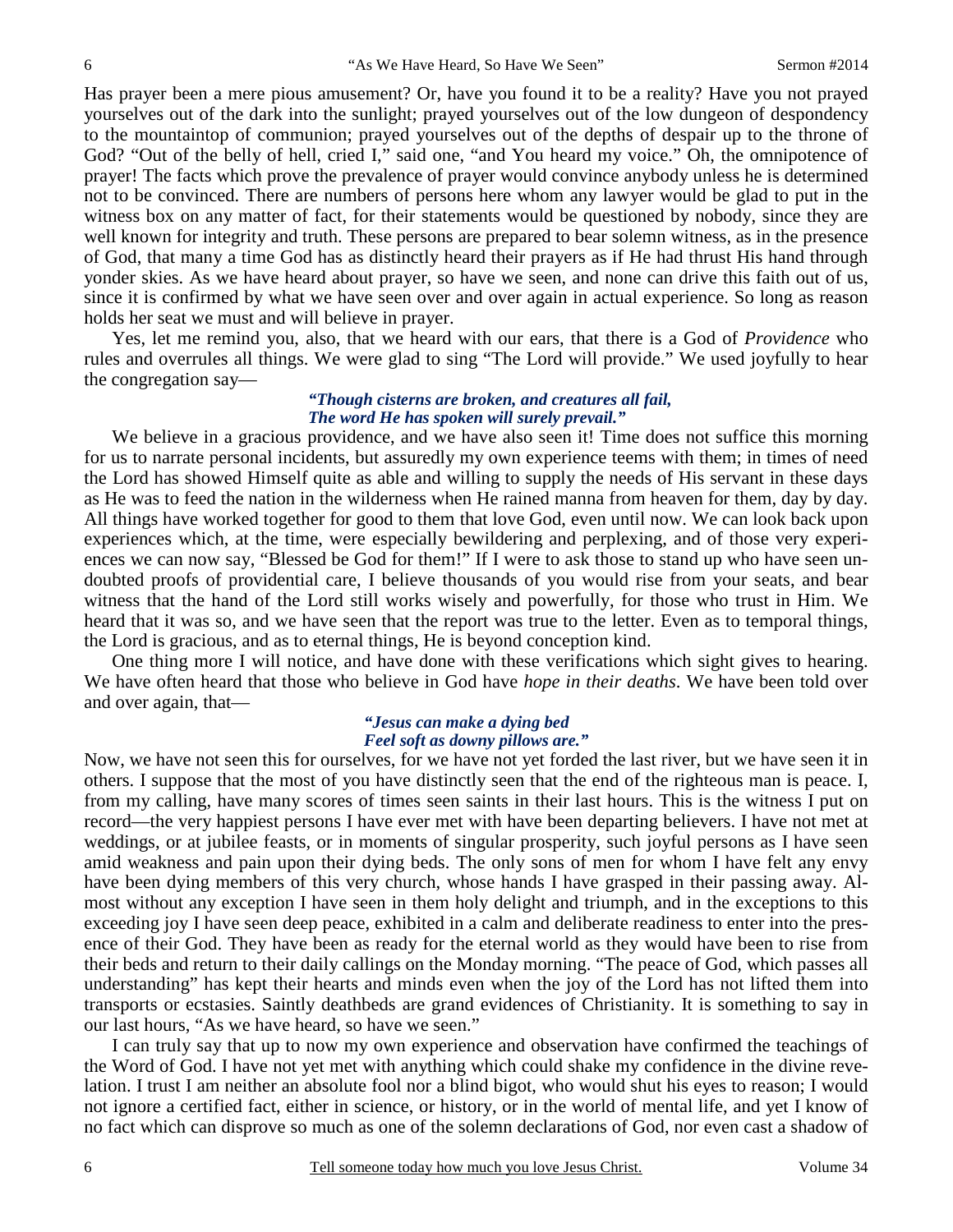Has prayer been a mere pious amusement? Or, have you found it to be a reality? Have you not prayed yourselves out of the dark into the sunlight; prayed yourselves out of the low dungeon of despondency to the mountaintop of communion; prayed yourselves out of the depths of despair up to the throne of God? "Out of the belly of hell, cried I," said one, "and You heard my voice." Oh, the omnipotence of prayer! The facts which prove the prevalence of prayer would convince anybody unless he is determined not to be convinced. There are numbers of persons here whom any lawyer would be glad to put in the witness box on any matter of fact, for their statements would be questioned by nobody, since they are well known for integrity and truth. These persons are prepared to bear solemn witness, as in the presence of God, that many a time God has as distinctly heard their prayers as if He had thrust His hand through yonder skies. As we have heard about prayer, so have we seen, and none can drive this faith out of us, since it is confirmed by what we have seen over and over again in actual experience. So long as reason holds her seat we must and will believe in prayer.

Yes, let me remind you, also, that we heard with our ears, that there is a God of *Providence* who rules and overrules all things. We were glad to sing "The Lord will provide." We used joyfully to hear the congregation say—

> ***"Though cisterns are broken, and creatures all fail,***
> ***The word He has spoken will surely prevail."***

We believe in a gracious providence, and we have also seen it! Time does not suffice this morning for us to narrate personal incidents, but assuredly my own experience teems with them; in times of need the Lord has showed Himself quite as able and willing to supply the needs of His servant in these days as He was to feed the nation in the wilderness when He rained manna from heaven for them, day by day. All things have worked together for good to them that love God, even until now. We can look back upon experiences which, at the time, were especially bewildering and perplexing, and of those very experiences we can now say, "Blessed be God for them!" If I were to ask those to stand up who have seen undoubted proofs of providential care, I believe thousands of you would rise from your seats, and bear witness that the hand of the Lord still works wisely and powerfully, for those who trust in Him. We heard that it was so, and we have seen that the report was true to the letter. Even as to temporal things, the Lord is gracious, and as to eternal things, He is beyond conception kind.

One thing more I will notice, and have done with these verifications which sight gives to hearing. We have often heard that those who believe in God have *hope in their deaths*. We have been told over and over again, that—

> ***"Jesus can make a dying bed***
> ***Feel soft as downy pillows are."***

Now, we have not seen this for ourselves, for we have not yet forded the last river, but we have seen it in others. I suppose that the most of you have distinctly seen that the end of the righteous man is peace. I, from my calling, have many scores of times seen saints in their last hours. This is the witness I put on record—the very happiest persons I have ever met with have been departing believers. I have not met at weddings, or at jubilee feasts, or in moments of singular prosperity, such joyful persons as I have seen amid weakness and pain upon their dying beds. The only sons of men for whom I have felt any envy have been dying members of this very church, whose hands I have grasped in their passing away. Almost without any exception I have seen in them holy delight and triumph, and in the exceptions to this exceeding joy I have seen deep peace, exhibited in a calm and deliberate readiness to enter into the presence of their God. They have been as ready for the eternal world as they would have been to rise from their beds and return to their daily callings on the Monday morning. "The peace of God, which passes all understanding" has kept their hearts and minds even when the joy of the Lord has not lifted them into transports or ecstasies. Saintly deathbeds are grand evidences of Christianity. It is something to say in our last hours, "As we have heard, so have we seen."

I can truly say that up to now my own experience and observation have confirmed the teachings of the Word of God. I have not yet met with anything which could shake my confidence in the divine revelation. I trust I am neither an absolute fool nor a blind bigot, who would shut his eyes to reason; I would not ignore a certified fact, either in science, or history, or in the world of mental life, and yet I know of no fact which can disprove so much as one of the solemn declarations of God, nor even cast a shadow of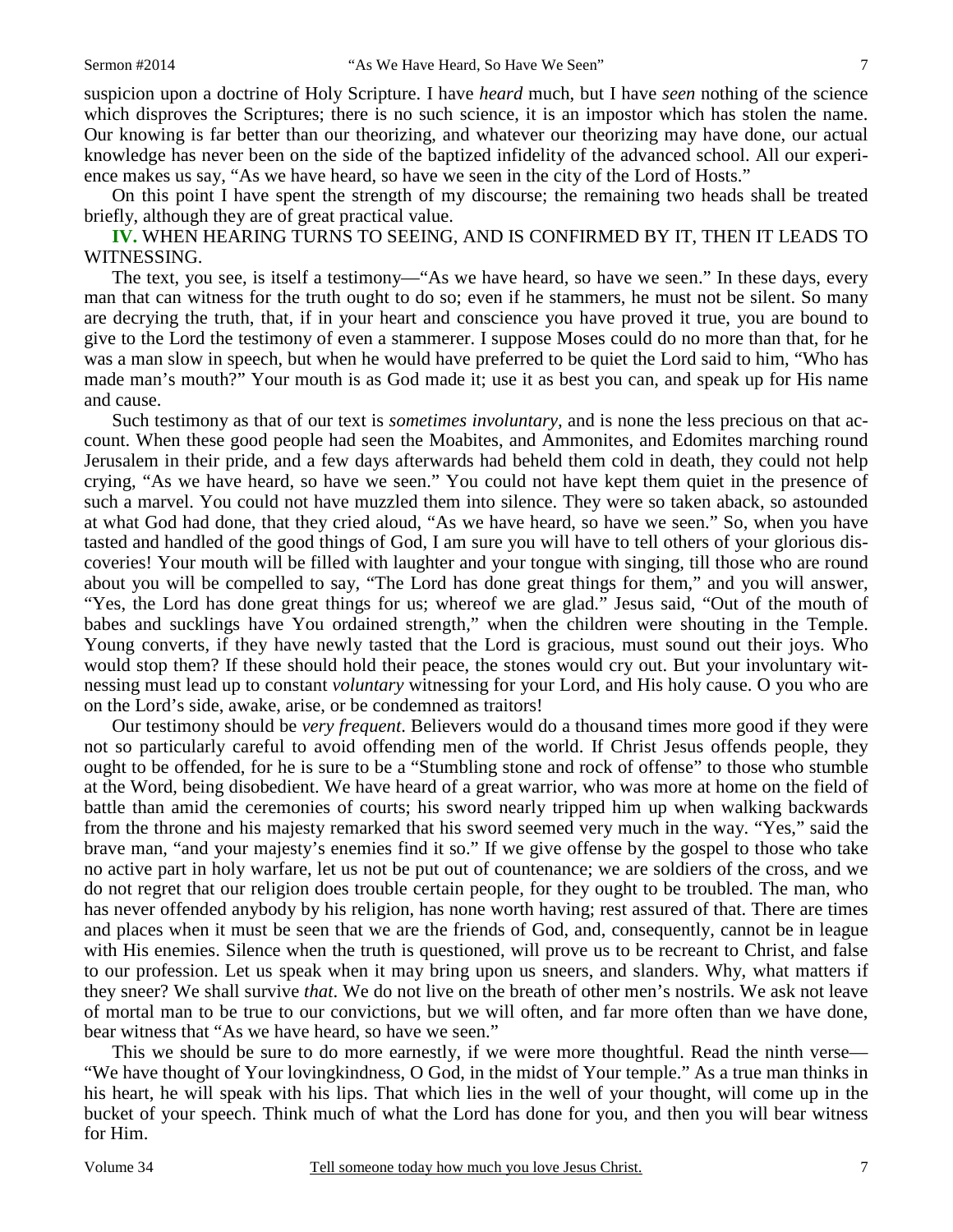suspicion upon a doctrine of Holy Scripture. I have *heard* much, but I have *seen* nothing of the science which disproves the Scriptures; there is no such science, it is an impostor which has stolen the name. Our knowing is far better than our theorizing, and whatever our theorizing may have done, our actual knowledge has never been on the side of the baptized infidelity of the advanced school. All our experience makes us say, "As we have heard, so have we seen in the city of the Lord of Hosts."

On this point I have spent the strength of my discourse; the remaining two heads shall be treated briefly, although they are of great practical value.

**IV.** WHEN HEARING TURNS TO SEEING, AND IS CONFIRMED BY IT, THEN IT LEADS TO WITNESSING.

The text, you see, is itself a testimony—"As we have heard, so have we seen." In these days, every man that can witness for the truth ought to do so; even if he stammers, he must not be silent. So many are decrying the truth, that, if in your heart and conscience you have proved it true, you are bound to give to the Lord the testimony of even a stammerer. I suppose Moses could do no more than that, for he was a man slow in speech, but when he would have preferred to be quiet the Lord said to him, "Who has made man's mouth?" Your mouth is as God made it; use it as best you can, and speak up for His name and cause.

Such testimony as that of our text is *sometimes involuntary,* and is none the less precious on that account. When these good people had seen the Moabites, and Ammonites, and Edomites marching round Jerusalem in their pride, and a few days afterwards had beheld them cold in death, they could not help crying, "As we have heard, so have we seen." You could not have kept them quiet in the presence of such a marvel. You could not have muzzled them into silence. They were so taken aback, so astounded at what God had done, that they cried aloud, "As we have heard, so have we seen." So, when you have tasted and handled of the good things of God, I am sure you will have to tell others of your glorious discoveries! Your mouth will be filled with laughter and your tongue with singing, till those who are round about you will be compelled to say, "The Lord has done great things for them," and you will answer, "Yes, the Lord has done great things for us; whereof we are glad." Jesus said, "Out of the mouth of babes and sucklings have You ordained strength," when the children were shouting in the Temple. Young converts, if they have newly tasted that the Lord is gracious, must sound out their joys. Who would stop them? If these should hold their peace, the stones would cry out. But your involuntary witnessing must lead up to constant *voluntary* witnessing for your Lord, and His holy cause. O you who are on the Lord's side, awake, arise, or be condemned as traitors!

Our testimony should be *very frequent*. Believers would do a thousand times more good if they were not so particularly careful to avoid offending men of the world. If Christ Jesus offends people, they ought to be offended, for he is sure to be a "Stumbling stone and rock of offense" to those who stumble at the Word, being disobedient. We have heard of a great warrior, who was more at home on the field of battle than amid the ceremonies of courts; his sword nearly tripped him up when walking backwards from the throne and his majesty remarked that his sword seemed very much in the way. "Yes," said the brave man, "and your majesty's enemies find it so." If we give offense by the gospel to those who take no active part in holy warfare, let us not be put out of countenance; we are soldiers of the cross, and we do not regret that our religion does trouble certain people, for they ought to be troubled. The man, who has never offended anybody by his religion, has none worth having; rest assured of that. There are times and places when it must be seen that we are the friends of God, and, consequently, cannot be in league with His enemies. Silence when the truth is questioned, will prove us to be recreant to Christ, and false to our profession. Let us speak when it may bring upon us sneers, and slanders. Why, what matters if they sneer? We shall survive *that*. We do not live on the breath of other men's nostrils. We ask not leave of mortal man to be true to our convictions, but we will often, and far more often than we have done, bear witness that "As we have heard, so have we seen."

This we should be sure to do more earnestly, if we were more thoughtful. Read the ninth verse—"We have thought of Your lovingkindness, O God, in the midst of Your temple." As a true man thinks in his heart, he will speak with his lips. That which lies in the well of your thought, will come up in the bucket of your speech. Think much of what the Lord has done for you, and then you will bear witness for Him.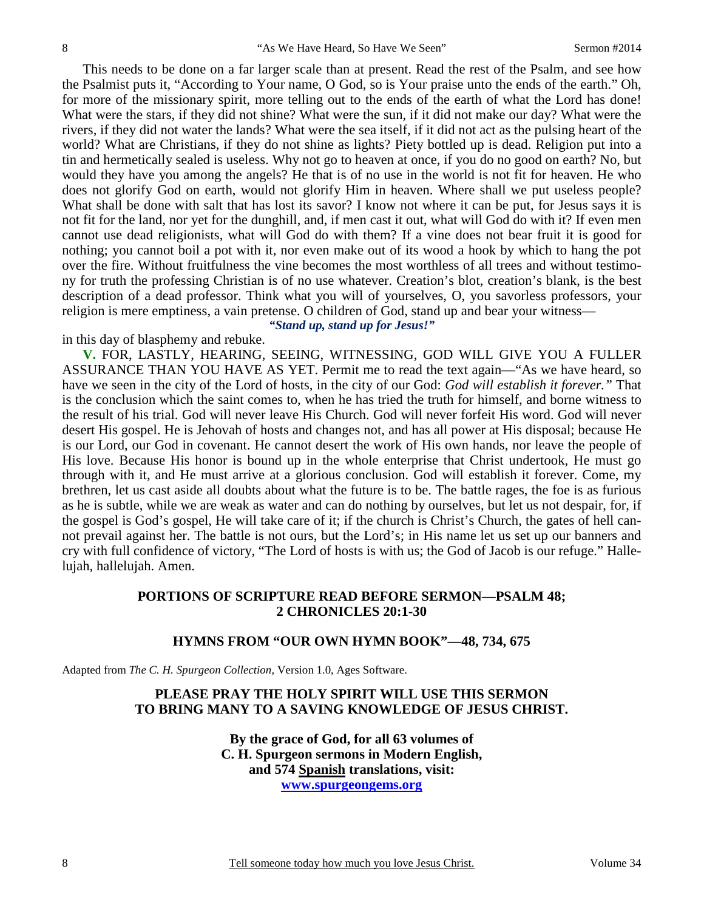This needs to be done on a far larger scale than at present. Read the rest of the Psalm, and see how the Psalmist puts it, "According to Your name, O God, so is Your praise unto the ends of the earth." Oh, for more of the missionary spirit, more telling out to the ends of the earth of what the Lord has done! What were the stars, if they did not shine? What were the sun, if it did not make our day? What were the rivers, if they did not water the lands? What were the sea itself, if it did not act as the pulsing heart of the world? What are Christians, if they do not shine as lights? Piety bottled up is dead. Religion put into a tin and hermetically sealed is useless. Why not go to heaven at once, if you do no good on earth? No, but would they have you among the angels? He that is of no use in the world is not fit for heaven. He who does not glorify God on earth, would not glorify Him in heaven. Where shall we put useless people? What shall be done with salt that has lost its savor? I know not where it can be put, for Jesus says it is not fit for the land, nor yet for the dunghill, and, if men cast it out, what will God do with it? If even men cannot use dead religionists, what will God do with them? If a vine does not bear fruit it is good for nothing; you cannot boil a pot with it, nor even make out of its wood a hook by which to hang the pot over the fire. Without fruitfulness the vine becomes the most worthless of all trees and without testimony for truth the professing Christian is of no use whatever. Creation's blot, creation's blank, is the best description of a dead professor. Think what you will of yourselves, O, you savorless professors, your religion is mere emptiness, a vain pretense. O children of God, stand up and bear your witness—

***"Stand up, stand up for Jesus!"***

in this day of blasphemy and rebuke.

**V.** FOR, LASTLY, HEARING, SEEING, WITNESSING, GOD WILL GIVE YOU A FULLER ASSURANCE THAN YOU HAVE AS YET. Permit me to read the text again—"As we have heard, so have we seen in the city of the Lord of hosts, in the city of our God: *God will establish it forever."* That is the conclusion which the saint comes to, when he has tried the truth for himself, and borne witness to the result of his trial. God will never leave His Church. God will never forfeit His word. God will never desert His gospel. He is Jehovah of hosts and changes not, and has all power at His disposal; because He is our Lord, our God in covenant. He cannot desert the work of His own hands, nor leave the people of His love. Because His honor is bound up in the whole enterprise that Christ undertook, He must go through with it, and He must arrive at a glorious conclusion. God will establish it forever. Come, my brethren, let us cast aside all doubts about what the future is to be. The battle rages, the foe is as furious as he is subtle, while we are weak as water and can do nothing by ourselves, but let us not despair, for, if the gospel is God's gospel, He will take care of it; if the church is Christ's Church, the gates of hell cannot prevail against her. The battle is not ours, but the Lord's; in His name let us set up our banners and cry with full confidence of victory, "The Lord of hosts is with us; the God of Jacob is our refuge." Hallelujah, hallelujah. Amen.

**PORTIONS OF SCRIPTURE READ BEFORE SERMON—PSALM 48; 2 CHRONICLES 20:1-30**

**HYMNS FROM "OUR OWN HYMN BOOK"—48, 734, 675**

Adapted from *The C. H. Spurgeon Collection*, Version 1.0, Ages Software.

**PLEASE PRAY THE HOLY SPIRIT WILL USE THIS SERMON TO BRING MANY TO A SAVING KNOWLEDGE OF JESUS CHRIST.**

**By the grace of God, for all 63 volumes of C. H. Spurgeon sermons in Modern English, and 574 Spanish translations, visit: www.spurgeongems.org**

Tell someone today how much you love Jesus Christ.